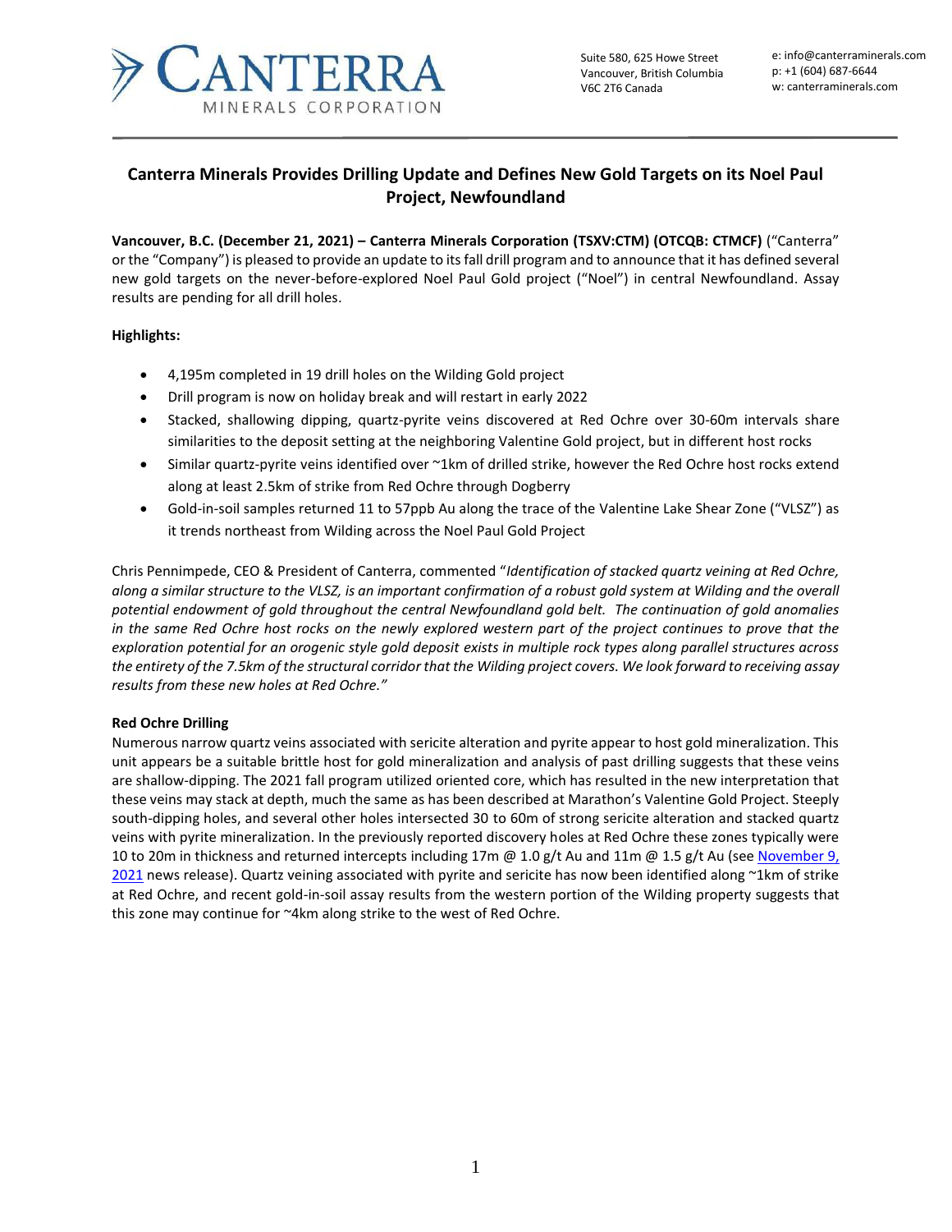Suite 580, 625 Howe Street
Vancouver, British Columbia
V6C 2T6 Canada

e: info@canterraminerals.com
p: +1 (604) 687-6644
w: canterraminerals.com

# Canterra Minerals Provides Drilling Update and Defines New Gold Targets on its Noel Paul Project, Newfoundland

**Vancouver, B.C. (December 21, 2021) – Canterra Minerals Corporation (TSXV:CTM) (OTCQB: CTMCF)** ("Canterra" or the "Company") is pleased to provide an update to its fall drill program and to announce that it has defined several new gold targets on the never-before-explored Noel Paul Gold project ("Noel") in central Newfoundland. Assay results are pending for all drill holes.

**Highlights:**

- 4,195m completed in 19 drill holes on the Wilding Gold project
- Drill program is now on holiday break and will restart in early 2022
- Stacked, shallowing dipping, quartz-pyrite veins discovered at Red Ochre over 30-60m intervals share similarities to the deposit setting at the neighboring Valentine Gold project, but in different host rocks
- Similar quartz-pyrite veins identified over ~1km of drilled strike, however the Red Ochre host rocks extend along at least 2.5km of strike from Red Ochre through Dogberry
- Gold-in-soil samples returned 11 to 57ppb Au along the trace of the Valentine Lake Shear Zone ("VLSZ") as it trends northeast from Wilding across the Noel Paul Gold Project

Chris Pennimpede, CEO & President of Canterra, commented "*Identification of stacked quartz veining at Red Ochre, along a similar structure to the VLSZ, is an important confirmation of a robust gold system at Wilding and the overall potential endowment of gold throughout the central Newfoundland gold belt. The continuation of gold anomalies in the same Red Ochre host rocks on the newly explored western part of the project continues to prove that the exploration potential for an orogenic style gold deposit exists in multiple rock types along parallel structures across the entirety of the 7.5km of the structural corridor that the Wilding project covers. We look forward to receiving assay results from these new holes at Red Ochre.*"

**Red Ochre Drilling**

Numerous narrow quartz veins associated with sericite alteration and pyrite appear to host gold mineralization. This unit appears be a suitable brittle host for gold mineralization and analysis of past drilling suggests that these veins are shallow-dipping. The 2021 fall program utilized oriented core, which has resulted in the new interpretation that these veins may stack at depth, much the same as has been described at Marathon's Valentine Gold Project. Steeply south-dipping holes, and several other holes intersected 30 to 60m of strong sericite alteration and stacked quartz veins with pyrite mineralization. In the previously reported discovery holes at Red Ochre these zones typically were 10 to 20m in thickness and returned intercepts including 17m @ 1.0 g/t Au and 11m @ 1.5 g/t Au (see November 9, 2021 news release). Quartz veining associated with pyrite and sericite has now been identified along ~1km of strike at Red Ochre, and recent gold-in-soil assay results from the western portion of the Wilding property suggests that this zone may continue for ~4km along strike to the west of Red Ochre.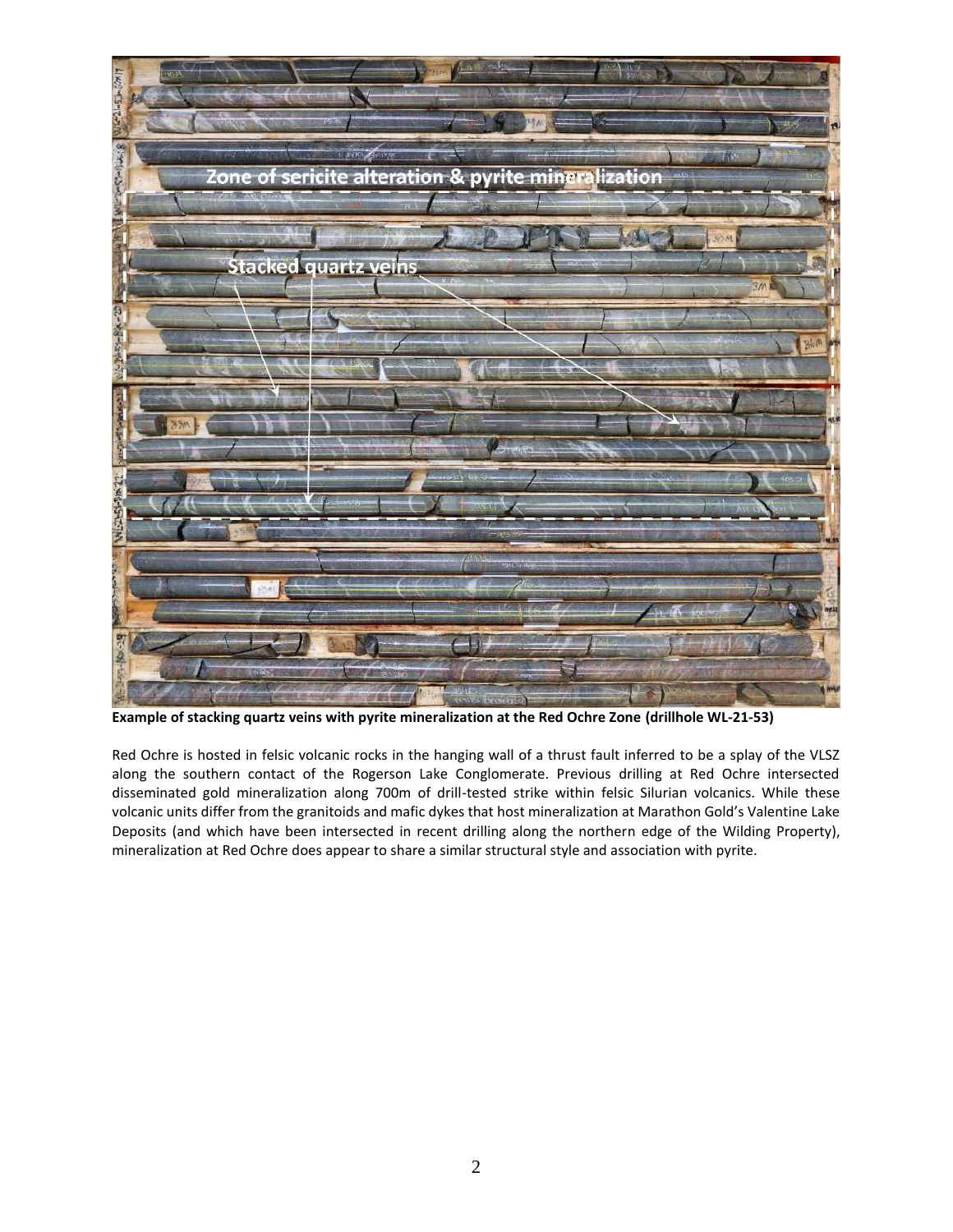**Example of stacking quartz veins with pyrite mineralization at the Red Ochre Zone (drillhole WL-21-53)**

Red Ochre is hosted in felsic volcanic rocks in the hanging wall of a thrust fault inferred to be a splay of the VLSZ along the southern contact of the Rogerson Lake Conglomerate. Previous drilling at Red Ochre intersected disseminated gold mineralization along 700m of drill-tested strike within felsic Silurian volcanics. While these volcanic units differ from the granitoids and mafic dykes that host mineralization at Marathon Gold's Valentine Lake Deposits (and which have been intersected in recent drilling along the northern edge of the Wilding Property), mineralization at Red Ochre does appear to share a similar structural style and association with pyrite.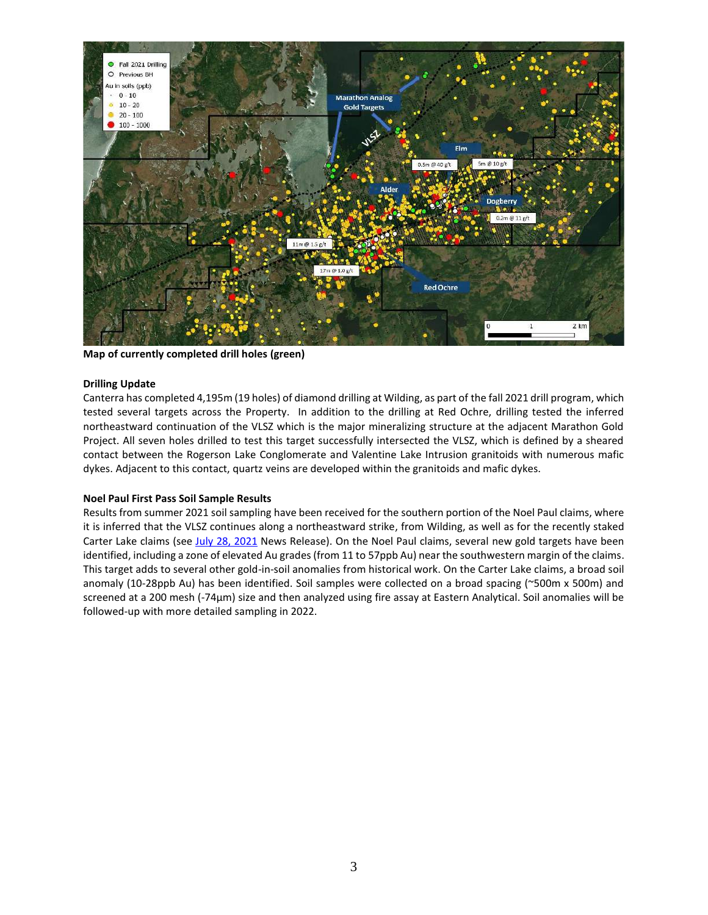**Map of currently completed drill holes (green)**

**Drilling Update**

Canterra has completed 4,195m (19 holes) of diamond drilling at Wilding, as part of the fall 2021 drill program, which tested several targets across the Property. In addition to the drilling at Red Ochre, drilling tested the inferred northeastward continuation of the VLSZ which is the major mineralizing structure at the adjacent Marathon Gold Project. All seven holes drilled to test this target successfully intersected the VLSZ, which is defined by a sheared contact between the Rogerson Lake Conglomerate and Valentine Lake Intrusion granitoids with numerous mafic dykes. Adjacent to this contact, quartz veins are developed within the granitoids and mafic dykes.

**Noel Paul First Pass Soil Sample Results**

Results from summer 2021 soil sampling have been received for the southern portion of the Noel Paul claims, where it is inferred that the VLSZ continues along a northeastward strike, from Wilding, as well as for the recently staked Carter Lake claims (see July 28, 2021 News Release). On the Noel Paul claims, several new gold targets have been identified, including a zone of elevated Au grades (from 11 to 57ppb Au) near the southwestern margin of the claims. This target adds to several other gold-in-soil anomalies from historical work. On the Carter Lake claims, a broad soil anomaly (10-28ppb Au) has been identified. Soil samples were collected on a broad spacing (~500m x 500m) and screened at a 200 mesh (-74µm) size and then analyzed using fire assay at Eastern Analytical. Soil anomalies will be followed-up with more detailed sampling in 2022.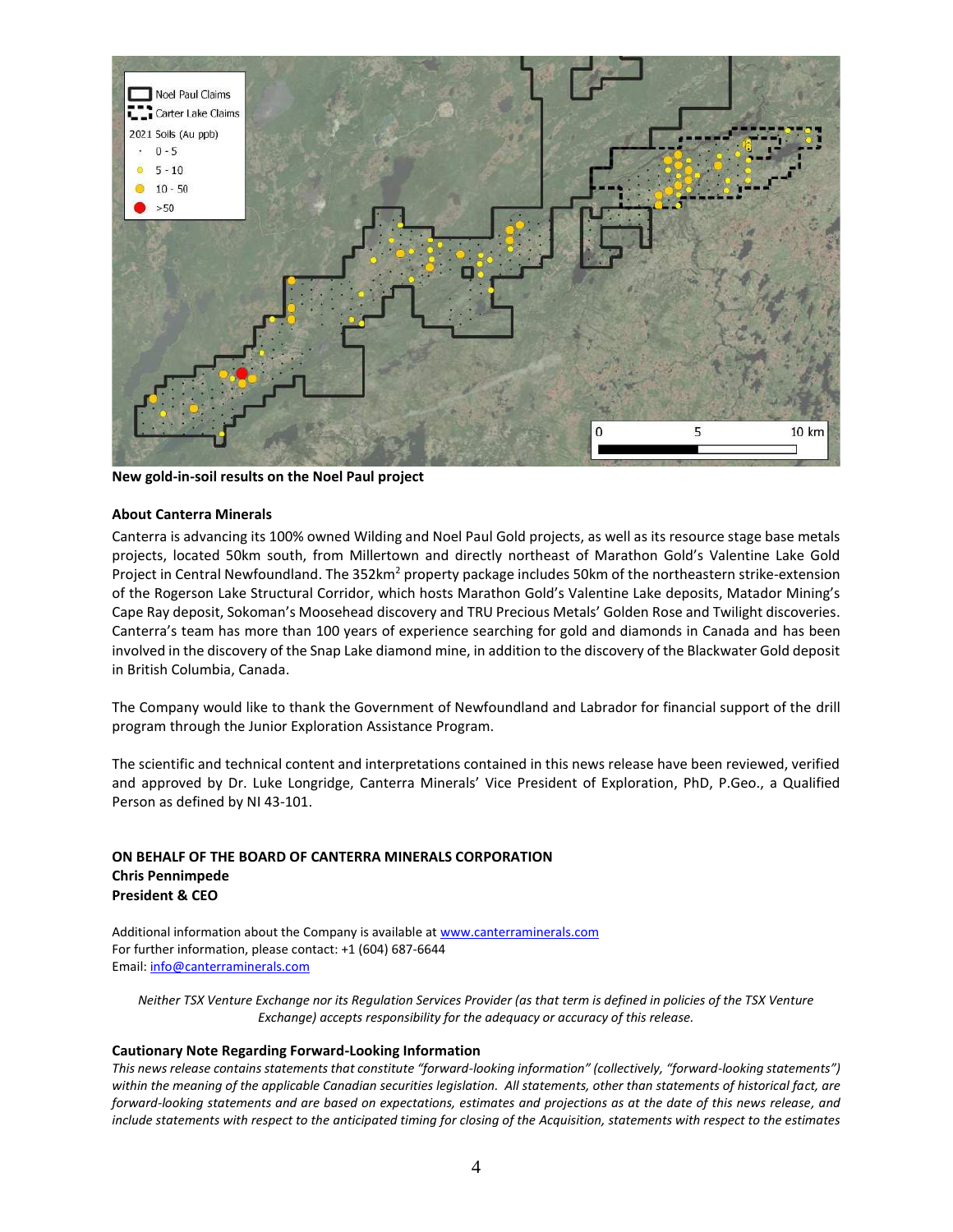New gold-in-soil results on the Noel Paul project

**About Canterra Minerals**

Canterra is advancing its 100% owned Wilding and Noel Paul Gold projects, as well as its resource stage base metals projects, located 50km south, from Millertown and directly northeast of Marathon Gold's Valentine Lake Gold Project in Central Newfoundland. The 352km$^2$ property package includes 50km of the northeastern strike-extension of the Rogerson Lake Structural Corridor, which hosts Marathon Gold's Valentine Lake deposits, Matador Mining's Cape Ray deposit, Sokoman's Moosehead discovery and TRU Precious Metals' Golden Rose and Twilight discoveries. Canterra's team has more than 100 years of experience searching for gold and diamonds in Canada and has been involved in the discovery of the Snap Lake diamond mine, in addition to the discovery of the Blackwater Gold deposit in British Columbia, Canada.

The Company would like to thank the Government of Newfoundland and Labrador for financial support of the drill program through the Junior Exploration Assistance Program.

The scientific and technical content and interpretations contained in this news release have been reviewed, verified and approved by Dr. Luke Longridge, Canterra Minerals' Vice President of Exploration, PhD, P.Geo., a Qualified Person as defined by NI 43-101.

**ON BEHALF OF THE BOARD OF CANTERRA MINERALS CORPORATION**
**Chris Pennimpede**
**President & CEO**

Additional information about the Company is available at www.canterraminerals.com
For further information, please contact: +1 (604) 687-6644
Email: info@canterraminerals.com

*Neither TSX Venture Exchange nor its Regulation Services Provider (as that term is defined in policies of the TSX Venture Exchange) accepts responsibility for the adequacy or accuracy of this release.*

**Cautionary Note Regarding Forward-Looking Information**

*This news release contains statements that constitute "forward-looking information" (collectively, "forward-looking statements") within the meaning of the applicable Canadian securities legislation. All statements, other than statements of historical fact, are forward-looking statements and are based on expectations, estimates and projections as at the date of this news release, and include statements with respect to the anticipated timing for closing of the Acquisition, statements with respect to the estimates*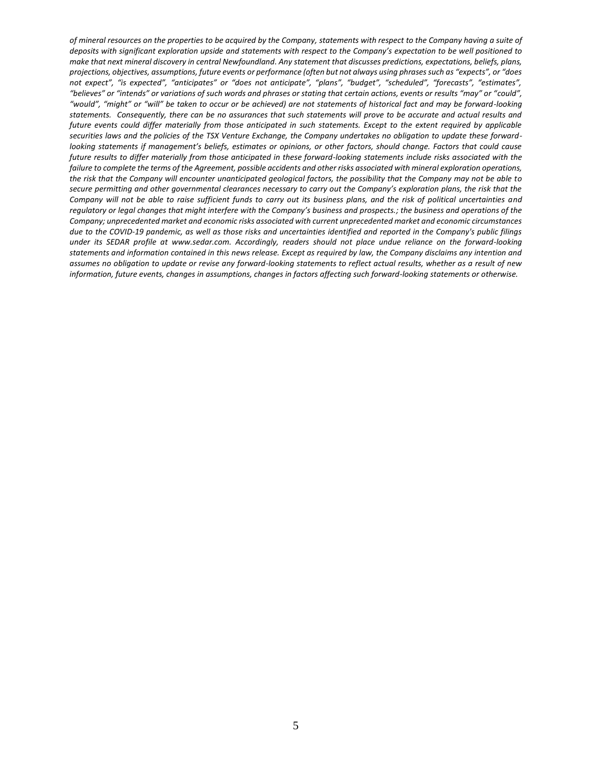*of mineral resources on the properties to be acquired by the Company, statements with respect to the Company having a suite of deposits with significant exploration upside and statements with respect to the Company's expectation to be well positioned to make that next mineral discovery in central Newfoundland. Any statement that discusses predictions, expectations, beliefs, plans, projections, objectives, assumptions, future events or performance (often but not always using phrases such as "expects", or "does not expect", "is expected", "anticipates" or "does not anticipate", "plans", "budget", "scheduled", "forecasts", "estimates", "believes" or "intends" or variations of such words and phrases or stating that certain actions, events or results "may" or "could", "would", "might" or "will" be taken to occur or be achieved) are not statements of historical fact and may be forward-looking statements. Consequently, there can be no assurances that such statements will prove to be accurate and actual results and future events could differ materially from those anticipated in such statements. Except to the extent required by applicable securities laws and the policies of the TSX Venture Exchange, the Company undertakes no obligation to update these forward-looking statements if management's beliefs, estimates or opinions, or other factors, should change. Factors that could cause future results to differ materially from those anticipated in these forward-looking statements include risks associated with the failure to complete the terms of the Agreement, possible accidents and other risks associated with mineral exploration operations, the risk that the Company will encounter unanticipated geological factors, the possibility that the Company may not be able to secure permitting and other governmental clearances necessary to carry out the Company's exploration plans, the risk that the Company will not be able to raise sufficient funds to carry out its business plans, and the risk of political uncertainties and regulatory or legal changes that might interfere with the Company's business and prospects.; the business and operations of the Company; unprecedented market and economic risks associated with current unprecedented market and economic circumstances due to the COVID-19 pandemic, as well as those risks and uncertainties identified and reported in the Company's public filings under its SEDAR profile at www.sedar.com. Accordingly, readers should not place undue reliance on the forward-looking statements and information contained in this news release. Except as required by law, the Company disclaims any intention and assumes no obligation to update or revise any forward-looking statements to reflect actual results, whether as a result of new information, future events, changes in assumptions, changes in factors affecting such forward-looking statements or otherwise.*